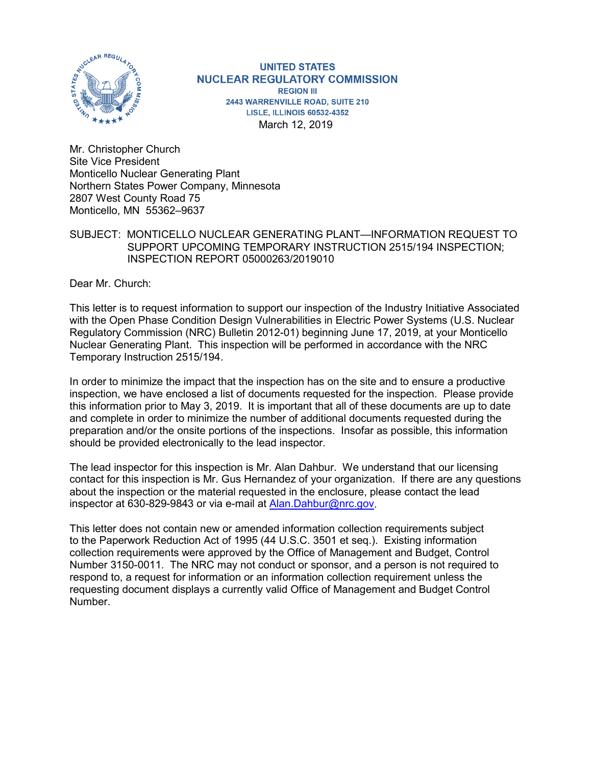**UNITED STATES**
**NUCLEAR REGULATORY COMMISSION**
**REGION III**
**2443 WARRENVILLE ROAD, SUITE 210**
**LISLE, ILLINOIS 60532-4352**

March 12, 2019

Mr. Christopher Church
Site Vice President
Monticello Nuclear Generating Plant
Northern States Power Company, Minnesota
2807 West County Road 75
Monticello, MN 55362–9637

SUBJECT: MONTICELLO NUCLEAR GENERATING PLANT—INFORMATION REQUEST TO SUPPORT UPCOMING TEMPORARY INSTRUCTION 2515/194 INSPECTION; INSPECTION REPORT 05000263/2019010

Dear Mr. Church:

This letter is to request information to support our inspection of the Industry Initiative Associated with the Open Phase Condition Design Vulnerabilities in Electric Power Systems (U.S. Nuclear Regulatory Commission (NRC) Bulletin 2012-01) beginning June 17, 2019, at your Monticello Nuclear Generating Plant. This inspection will be performed in accordance with the NRC Temporary Instruction 2515/194.

In order to minimize the impact that the inspection has on the site and to ensure a productive inspection, we have enclosed a list of documents requested for the inspection. Please provide this information prior to May 3, 2019. It is important that all of these documents are up to date and complete in order to minimize the number of additional documents requested during the preparation and/or the onsite portions of the inspections. Insofar as possible, this information should be provided electronically to the lead inspector.

The lead inspector for this inspection is Mr. Alan Dahbur. We understand that our licensing contact for this inspection is Mr. Gus Hernandez of your organization. If there are any questions about the inspection or the material requested in the enclosure, please contact the lead inspector at 630-829-9843 or via e-mail at Alan.Dahbur@nrc.gov.

This letter does not contain new or amended information collection requirements subject to the Paperwork Reduction Act of 1995 (44 U.S.C. 3501 et seq.). Existing information collection requirements were approved by the Office of Management and Budget, Control Number 3150-0011. The NRC may not conduct or sponsor, and a person is not required to respond to, a request for information or an information collection requirement unless the requesting document displays a currently valid Office of Management and Budget Control Number.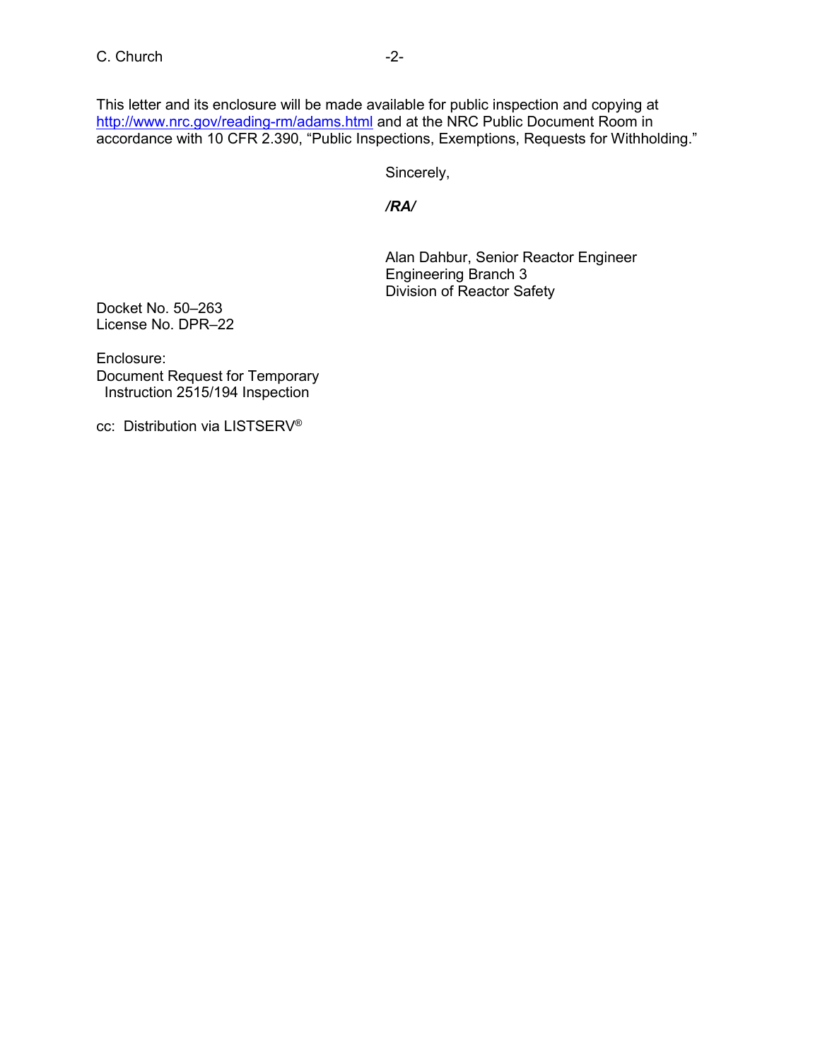This letter and its enclosure will be made available for public inspection and copying at [http://www.nrc.gov/reading-rm/adams.html](http://www.nrc.gov/reading-rm/adams.html) and at the NRC Public Document Room in accordance with 10 CFR 2.390, “Public Inspections, Exemptions, Requests for Withholding.”

Sincerely,

***/RA/***

Alan Dahbur, Senior Reactor Engineer
Engineering Branch 3
Division of Reactor Safety

Docket No. 50–263
License No. DPR–22

Enclosure:
Document Request for Temporary
 Instruction 2515/194 Inspection

cc: Distribution via LISTSERV®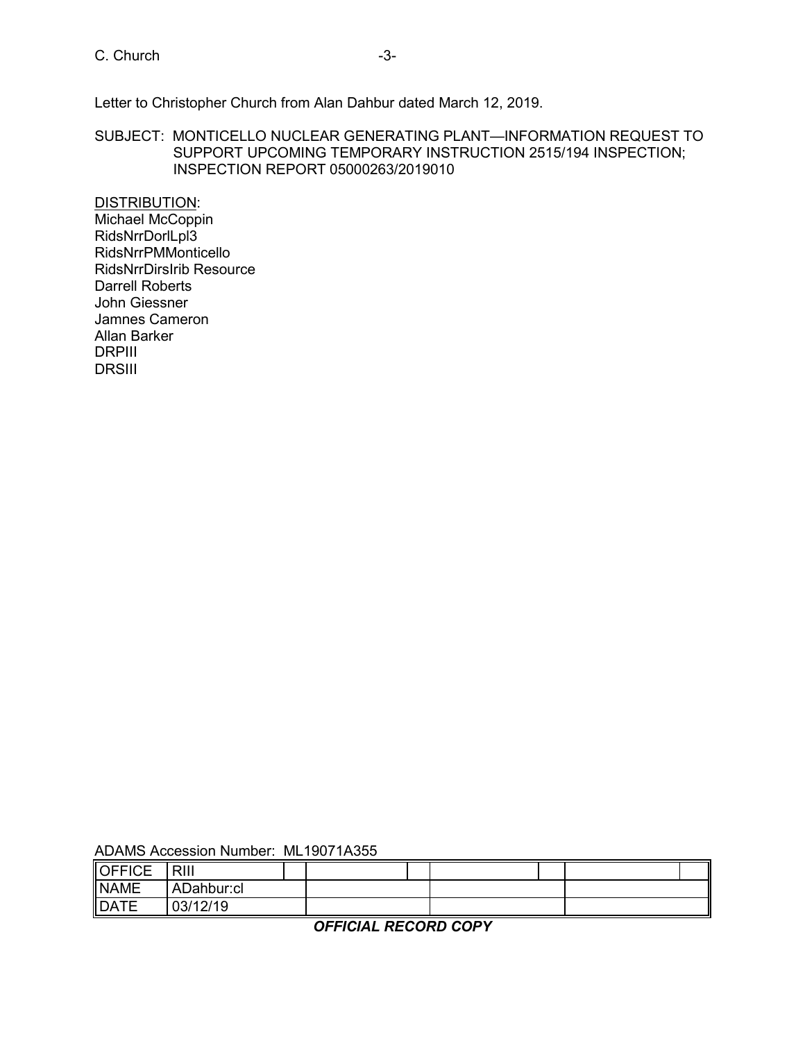Letter to Christopher Church from Alan Dahbur dated March 12, 2019.

SUBJECT: MONTICELLO NUCLEAR GENERATING PLANT—INFORMATION REQUEST TO SUPPORT UPCOMING TEMPORARY INSTRUCTION 2515/194 INSPECTION; INSPECTION REPORT 05000263/2019010

DISTRIBUTION:
Michael McCoppin
RidsNrrDorlLpl3
RidsNrrPMMonticello
RidsNrrDirsIrib Resource
Darrell Roberts
John Giessner
Jamnes Cameron
Allan Barker
DRPIII
DRSIII

ADAMS Accession Number: ML19071A355

| OFFICE | RIII | | | | | | | |
|---|---|---|---|---|---|---|---|---|
| NAME | ADahbur:cl | | | | | | | |
| DATE | 03/12/19 | | | | | | | |

***OFFICIAL RECORD COPY***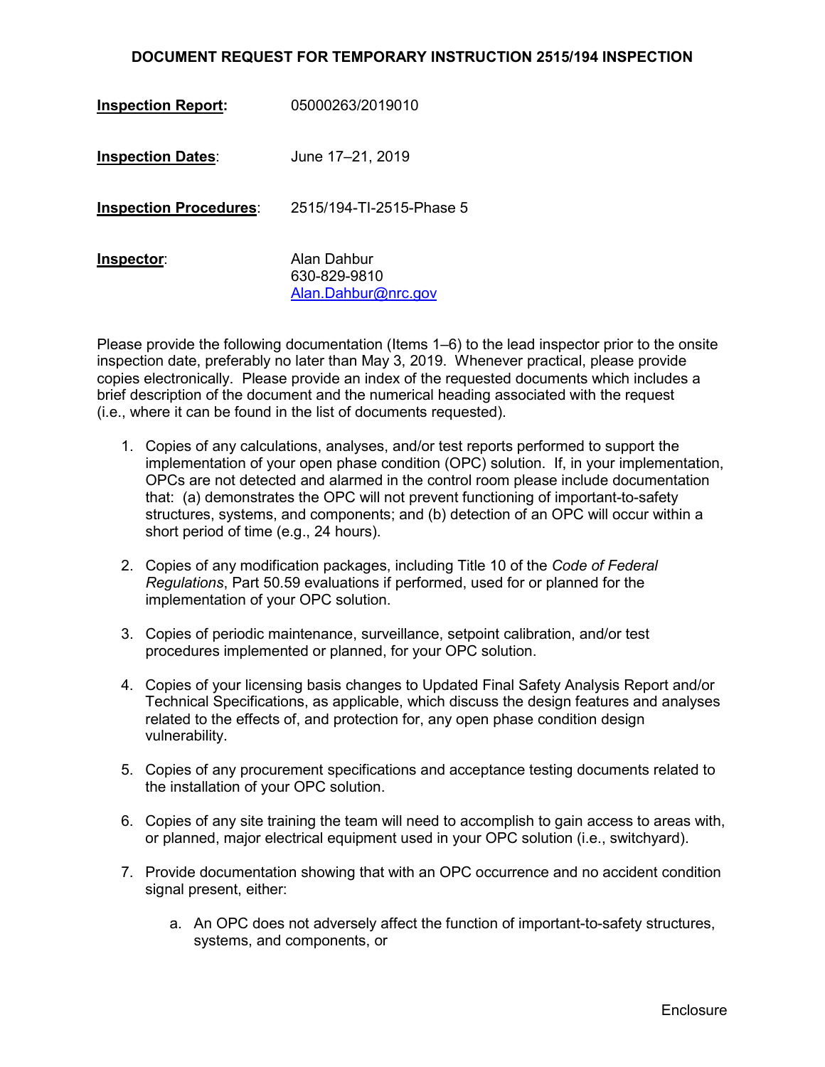## DOCUMENT REQUEST FOR TEMPORARY INSTRUCTION 2515/194 INSPECTION

**Inspection Report:** 05000263/2019010

**Inspection Dates:** June 17–21, 2019

**Inspection Procedures:** 2515/194-TI-2515-Phase 5

**Inspector:** Alan Dahbur
630-829-9810
Alan.Dahbur@nrc.gov

Please provide the following documentation (Items 1–6) to the lead inspector prior to the onsite inspection date, preferably no later than May 3, 2019. Whenever practical, please provide copies electronically. Please provide an index of the requested documents which includes a brief description of the document and the numerical heading associated with the request (i.e., where it can be found in the list of documents requested).

1. Copies of any calculations, analyses, and/or test reports performed to support the implementation of your open phase condition (OPC) solution. If, in your implementation, OPCs are not detected and alarmed in the control room please include documentation that: (a) demonstrates the OPC will not prevent functioning of important-to-safety structures, systems, and components; and (b) detection of an OPC will occur within a short period of time (e.g., 24 hours).

2. Copies of any modification packages, including Title 10 of the *Code of Federal Regulations*, Part 50.59 evaluations if performed, used for or planned for the implementation of your OPC solution.

3. Copies of periodic maintenance, surveillance, setpoint calibration, and/or test procedures implemented or planned, for your OPC solution.

4. Copies of your licensing basis changes to Updated Final Safety Analysis Report and/or Technical Specifications, as applicable, which discuss the design features and analyses related to the effects of, and protection for, any open phase condition design vulnerability.

5. Copies of any procurement specifications and acceptance testing documents related to the installation of your OPC solution.

6. Copies of any site training the team will need to accomplish to gain access to areas with, or planned, major electrical equipment used in your OPC solution (i.e., switchyard).

7. Provide documentation showing that with an OPC occurrence and no accident condition signal present, either:

   a. An OPC does not adversely affect the function of important-to-safety structures, systems, and components, or

Enclosure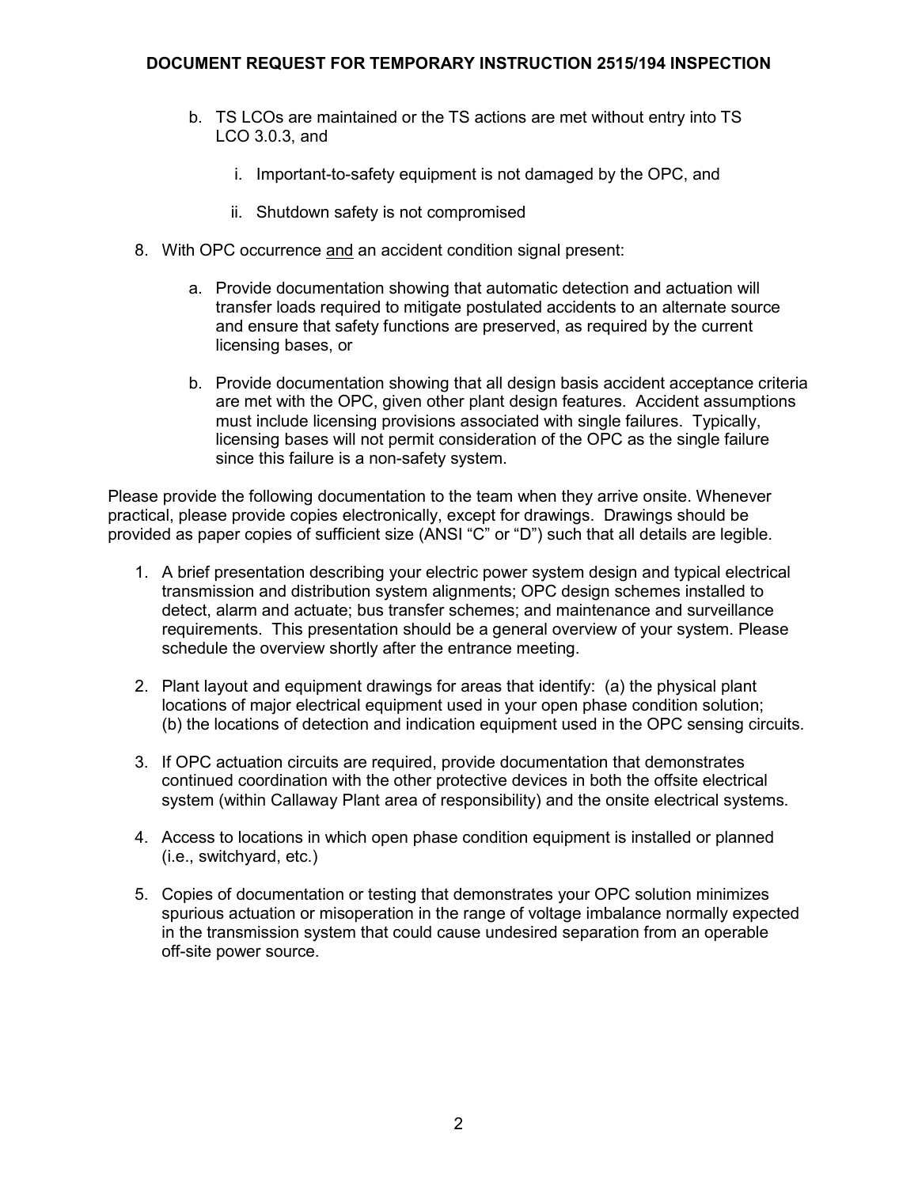**DOCUMENT REQUEST FOR TEMPORARY INSTRUCTION 2515/194 INSPECTION**

b. TS LCOs are maintained or the TS actions are met without entry into TS LCO 3.0.3, and

   i. Important-to-safety equipment is not damaged by the OPC, and

   ii. Shutdown safety is not compromised

8. With OPC occurrence <u>and</u> an accident condition signal present:

   a. Provide documentation showing that automatic detection and actuation will transfer loads required to mitigate postulated accidents to an alternate source and ensure that safety functions are preserved, as required by the current licensing bases, or

   b. Provide documentation showing that all design basis accident acceptance criteria are met with the OPC, given other plant design features. Accident assumptions must include licensing provisions associated with single failures. Typically, licensing bases will not permit consideration of the OPC as the single failure since this failure is a non-safety system.

Please provide the following documentation to the team when they arrive onsite. Whenever practical, please provide copies electronically, except for drawings. Drawings should be provided as paper copies of sufficient size (ANSI "C" or "D") such that all details are legible.

1. A brief presentation describing your electric power system design and typical electrical transmission and distribution system alignments; OPC design schemes installed to detect, alarm and actuate; bus transfer schemes; and maintenance and surveillance requirements. This presentation should be a general overview of your system. Please schedule the overview shortly after the entrance meeting.

2. Plant layout and equipment drawings for areas that identify: (a) the physical plant locations of major electrical equipment used in your open phase condition solution; (b) the locations of detection and indication equipment used in the OPC sensing circuits.

3. If OPC actuation circuits are required, provide documentation that demonstrates continued coordination with the other protective devices in both the offsite electrical system (within Callaway Plant area of responsibility) and the onsite electrical systems.

4. Access to locations in which open phase condition equipment is installed or planned (i.e., switchyard, etc.)

5. Copies of documentation or testing that demonstrates your OPC solution minimizes spurious actuation or misoperation in the range of voltage imbalance normally expected in the transmission system that could cause undesired separation from an operable off-site power source.